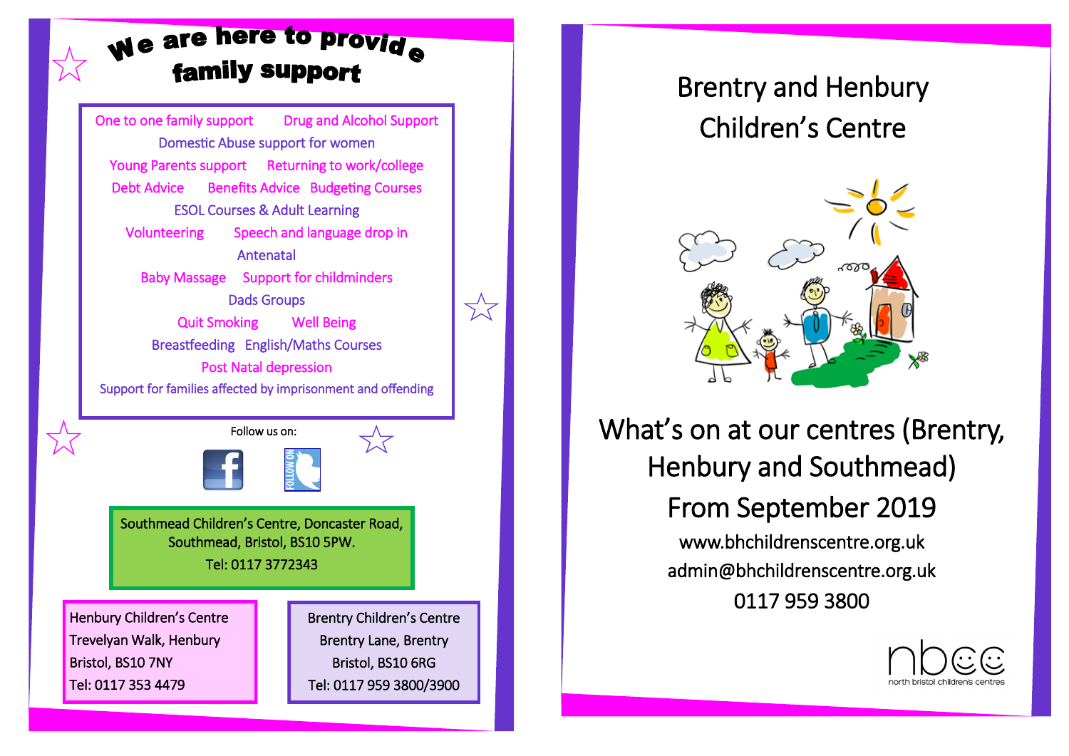# We are here to provide family support

One to one family support
Drug and Alcohol Support
Domestic Abuse support for women
Young Parents support
Returning to work/college
Debt Advice
Benefits Advice
Budgeting Courses
ESOL Courses & Adult Learning
Volunteering
Speech and language drop in
Antenatal
Baby Massage
Support for childminders
Dads Groups
Quit Smoking
Well Being
Breastfeeding
English/Maths Courses
Post Natal depression
Support for families affected by imprisonment and offending

Follow us on:

Southmead Children's Centre, Doncaster Road, Southmead, Bristol, BS10 5PW.
Tel: 0117 3772343

Henbury Children's Centre
Trevelyan Walk, Henbury
Bristol, BS10 7NY
Tel: 0117 353 4479

Brentry Children's Centre
Brentry Lane, Brentry
Bristol, BS10 6RG
Tel: 0117 959 3800/3900

# Brentry and Henbury Children's Centre

## What's on at our centres (Brentry, Henbury and Southmead) From September 2019

www.bhchildrenscentre.org.uk
admin@bhchildrenscentre.org.uk
0117 959 3800

nbcc
north bristol childrens centres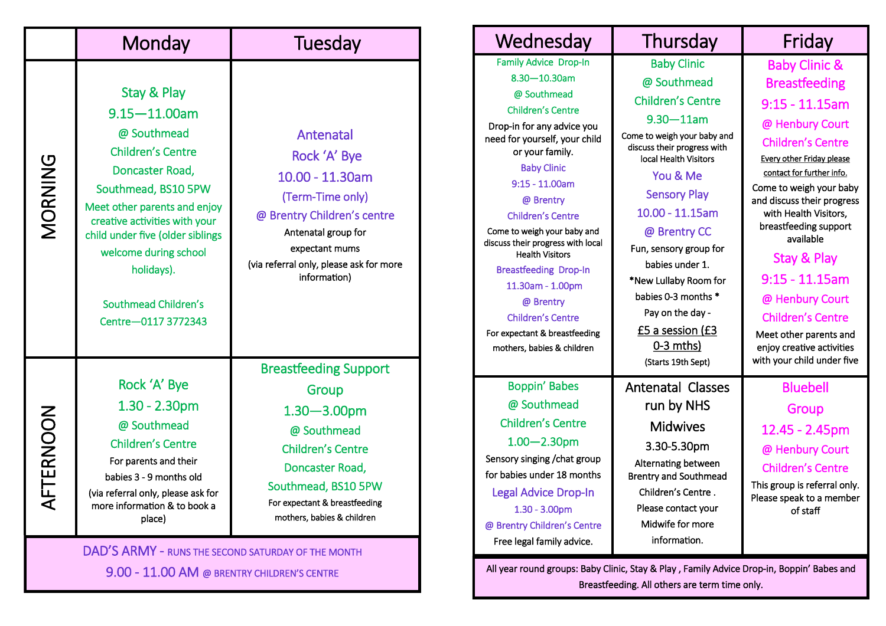| | Monday | Tuesday |
|---|---|---|
| MORNING | Stay & Play<br>9.15—11.00am<br>@ Southmead Children's Centre<br>Doncaster Road, Southmead, BS10 5PW<br>Meet other parents and enjoy creative activities with your child under five (older siblings welcome during school holidays).<br><br>Southmead Children's Centre—0117 3772343 | Antenatal<br>Rock 'A' Bye<br>10.00 - 11.30am<br>(Term-Time only)<br>@ Brentry Children's centre<br>Antenatal group for expectant mums<br>(via referral only, please ask for more information) |
| AFTERNOON | Rock 'A' Bye<br>1.30 - 2.30pm<br>@ Southmead Children's Centre<br>For parents and their babies 3 - 9 months old<br>(via referral only, please ask for more information & to book a place) | Breastfeeding Support Group<br>1.30—3.00pm<br>@ Southmead Children's Centre<br>Doncaster Road, Southmead, BS10 5PW<br>For expectant & breastfeeding mothers, babies & children |

DAD'S ARMY - RUNS THE SECOND SATURDAY OF THE MONTH
9.00 - 11.00 AM @ BRENTRY CHILDREN'S CENTRE

| Wednesday | Thursday | Friday |
|---|---|---|
| Family Advice Drop-In<br>8.30—10.30am<br>@ Southmead Children's Centre<br>Drop-in for any advice you need for yourself, your child or your family.<br>Baby Clinic<br>9:15 - 11.00am<br>@ Brentry Children's Centre<br>Come to weigh your baby and discuss their progress with local Health Visitors<br>Breastfeeding Drop-In<br>11.30am - 1.00pm<br>@ Brentry Children's Centre<br>For expectant & breastfeeding mothers, babies & children | Baby Clinic<br>@ Southmead Children's Centre<br>9.30—11am<br>Come to weigh your baby and discuss their progress with local Health Visitors<br>You & Me Sensory Play<br>10.00 - 11.15am<br>@ Brentry CC<br>Fun, sensory group for babies under 1.<br>*New Lullaby Room for babies 0-3 months *<br>Pay on the day -<br>£5 a session (£3 0-3 mths)<br>(Starts 19th Sept) | Baby Clinic & Breastfeeding<br>9:15 - 11.15am<br>@ Henbury Court Children's Centre<br>Every other Friday please contact for further info.<br>Come to weigh your baby and discuss their progress with Health Visitors, breastfeeding support available<br>Stay & Play<br>9:15 - 11.15am<br>@ Henbury Court Children's Centre<br>Meet other parents and enjoy creative activities with your child under five |
| Boppin' Babes<br>@ Southmead Children's Centre<br>1.00—2.30pm<br>Sensory singing /chat group for babies under 18 months<br>Legal Advice Drop-In<br>1.30 - 3.00pm<br>@ Brentry Children's Centre<br>Free legal family advice. | Antenatal Classes run by NHS Midwives<br>3.30-5.30pm<br>Alternating between Brentry and Southmead Children's Centre .<br>Please contact your Midwife for more information. | Bluebell Group<br>12.45 - 2.45pm<br>@ Henbury Court Children's Centre<br>This group is referral only. Please speak to a member of staff |

All year round groups: Baby Clinic, Stay & Play , Family Advice Drop-in, Boppin' Babes and Breastfeeding. All others are term time only.